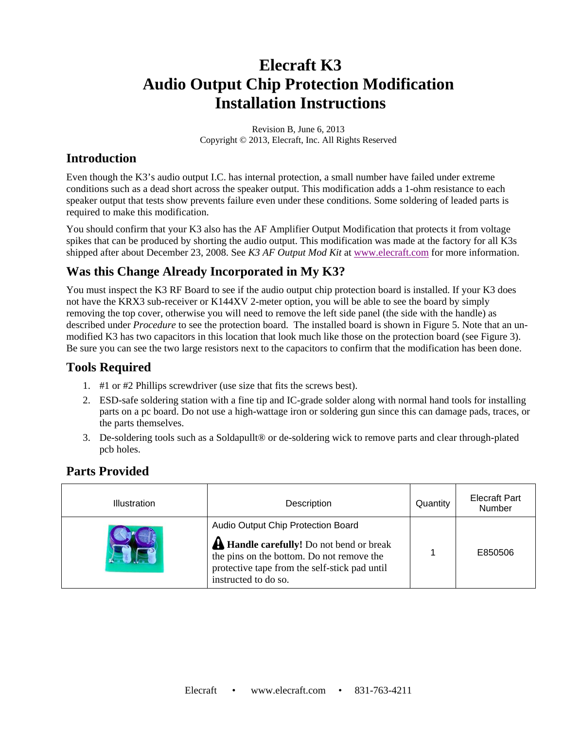# Elecraft K3
# Audio Output Chip Protection Modification
# Installation Instructions

Revision B, June 6, 2013
Copyright © 2013, Elecraft, Inc. All Rights Reserved

## Introduction

Even though the K3's audio output I.C. has internal protection, a small number have failed under extreme conditions such as a dead short across the speaker output. This modification adds a 1-ohm resistance to each speaker output that tests show prevents failure even under these conditions. Some soldering of leaded parts is required to make this modification.

You should confirm that your K3 also has the AF Amplifier Output Modification that protects it from voltage spikes that can be produced by shorting the audio output. This modification was made at the factory for all K3s shipped after about December 23, 2008. See *K3 AF Output Mod Kit* at www.elecraft.com for more information.

## Was this Change Already Incorporated in My K3?

You must inspect the K3 RF Board to see if the audio output chip protection board is installed. If your K3 does not have the KRX3 sub-receiver or K144XV 2-meter option, you will be able to see the board by simply removing the top cover, otherwise you will need to remove the left side panel (the side with the handle) as described under *Procedure* to see the protection board. The installed board is shown in Figure 5. Note that an un-modified K3 has two capacitors in this location that look much like those on the protection board (see Figure 3). Be sure you can see the two large resistors next to the capacitors to confirm that the modification has been done.

## Tools Required

1. #1 or #2 Phillips screwdriver (use size that fits the screws best).
2. ESD-safe soldering station with a fine tip and IC-grade solder along with normal hand tools for installing parts on a pc board. Do not use a high-wattage iron or soldering gun since this can damage pads, traces, or the parts themselves.
3. De-soldering tools such as a Soldapullt® or de-soldering wick to remove parts and clear through-plated pcb holes.

## Parts Provided

| Illustration | Description | Quantity | Elecraft Part Number |
|---|---|---|---|
| | Audio Output Chip Protection Board<br>⚠ **Handle carefully!** Do not bend or break the pins on the bottom. Do not remove the protective tape from the self-stick pad until instructed to do so. | 1 | E850506 |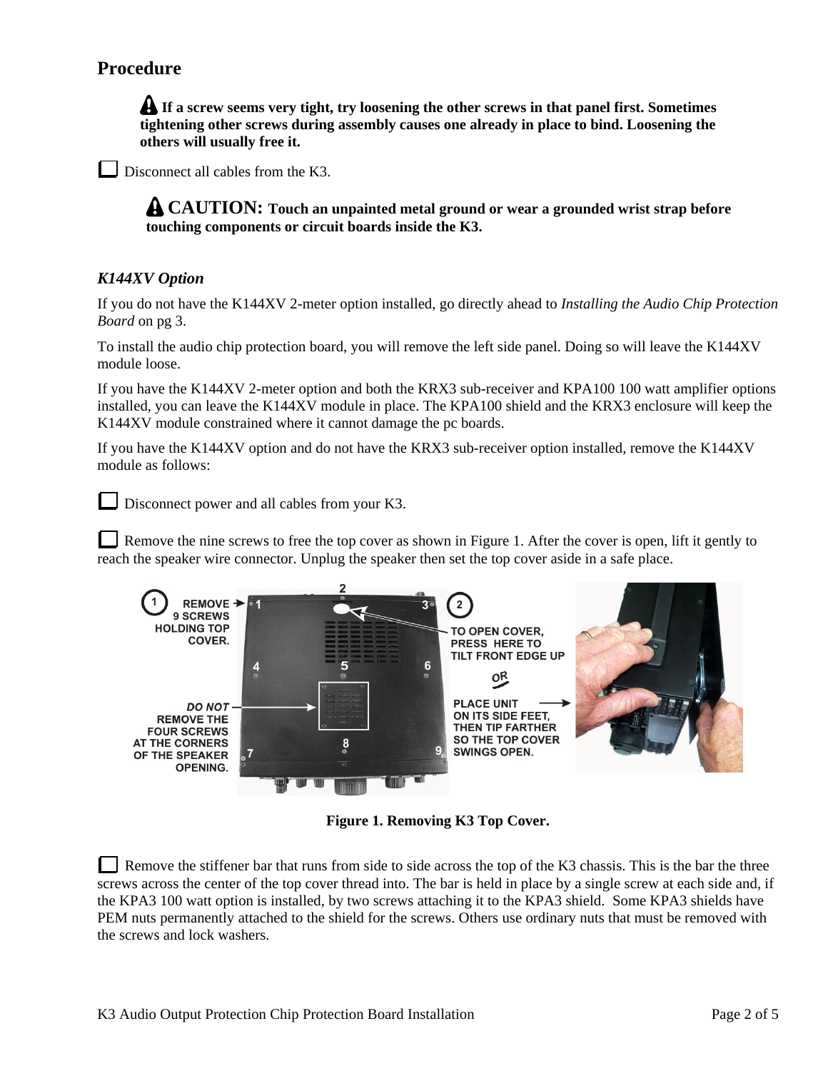## Procedure

> ⚠ **If a screw seems very tight, try loosening the other screws in that panel first. Sometimes tightening other screws during assembly causes one already in place to bind. Loosening the others will usually free it.**

☐ Disconnect all cables from the K3.

> ⚠ **CAUTION: Touch an unpainted metal ground or wear a grounded wrist strap before touching components or circuit boards inside the K3.**

### *K144XV Option*

If you do not have the K144XV 2-meter option installed, go directly ahead to *Installing the Audio Chip Protection Board* on pg 3.

To install the audio chip protection board, you will remove the left side panel. Doing so will leave the K144XV module loose.

If you have the K144XV 2-meter option and both the KRX3 sub-receiver and KPA100 100 watt amplifier options installed, you can leave the K144XV module in place. The KPA100 shield and the KRX3 enclosure will keep the K144XV module constrained where it cannot damage the pc boards.

If you have the K144XV option and do not have the KRX3 sub-receiver option installed, remove the K144XV module as follows:

☐ Disconnect power and all cables from your K3.

☐ Remove the nine screws to free the top cover as shown in Figure 1. After the cover is open, lift it gently to reach the speaker wire connector. Unplug the speaker then set the top cover aside in a safe place.

1 REMOVE 9 SCREWS HOLDING TOP COVER.

DO NOT REMOVE THE FOUR SCREWS AT THE CORNERS OF THE SPEAKER OPENING.

2 TO OPEN COVER, PRESS HERE TO TILT FRONT EDGE UP

OR

PLACE UNIT ON ITS SIDE FEET, THEN TIP FARTHER SO THE TOP COVER SWINGS OPEN.

**Figure 1. Removing K3 Top Cover.**

☐ Remove the stiffener bar that runs from side to side across the top of the K3 chassis. This is the bar the three screws across the center of the top cover thread into. The bar is held in place by a single screw at each side and, if the KPA3 100 watt option is installed, by two screws attaching it to the KPA3 shield. Some KPA3 shields have PEM nuts permanently attached to the shield for the screws. Others use ordinary nuts that must be removed with the screws and lock washers.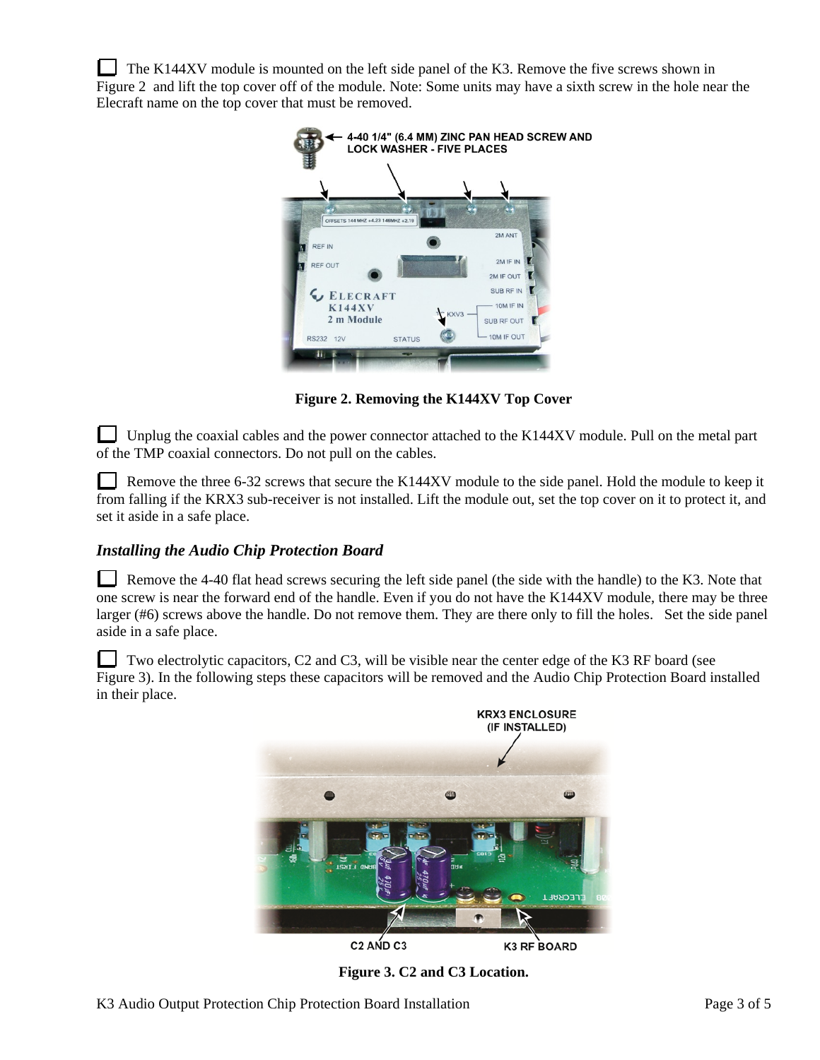☐ The K144XV module is mounted on the left side panel of the K3. Remove the five screws shown in Figure 2 and lift the top cover off of the module. Note: Some units may have a sixth screw in the hole near the Elecraft name on the top cover that must be removed.

**Figure 2. Removing the K144XV Top Cover**

☐ Unplug the coaxial cables and the power connector attached to the K144XV module. Pull on the metal part of the TMP coaxial connectors. Do not pull on the cables.

☐ Remove the three 6-32 screws that secure the K144XV module to the side panel. Hold the module to keep it from falling if the KRX3 sub-receiver is not installed. Lift the module out, set the top cover on it to protect it, and set it aside in a safe place.

### *Installing the Audio Chip Protection Board*

☐ Remove the 4-40 flat head screws securing the left side panel (the side with the handle) to the K3. Note that one screw is near the forward end of the handle. Even if you do not have the K144XV module, there may be three larger (#6) screws above the handle. Do not remove them. They are there only to fill the holes. Set the side panel aside in a safe place.

☐ Two electrolytic capacitors, C2 and C3, will be visible near the center edge of the K3 RF board (see Figure 3). In the following steps these capacitors will be removed and the Audio Chip Protection Board installed in their place.

**Figure 3. C2 and C3 Location.**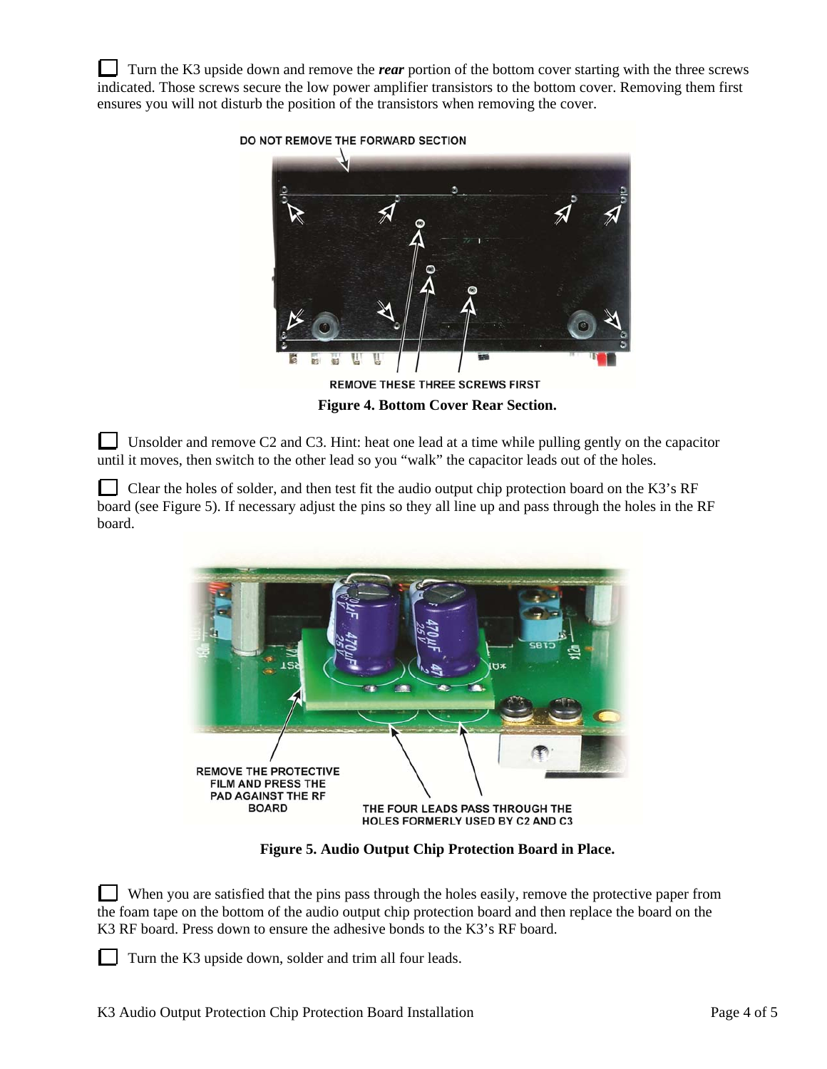☐ Turn the K3 upside down and remove the ***rear*** portion of the bottom cover starting with the three screws indicated. Those screws secure the low power amplifier transistors to the bottom cover. Removing them first ensures you will not disturb the position of the transistors when removing the cover.

**Figure 4. Bottom Cover Rear Section.**

☐ Unsolder and remove C2 and C3. Hint: heat one lead at a time while pulling gently on the capacitor until it moves, then switch to the other lead so you "walk" the capacitor leads out of the holes.

☐ Clear the holes of solder, and then test fit the audio output chip protection board on the K3's RF board (see Figure 5). If necessary adjust the pins so they all line up and pass through the holes in the RF board.

**Figure 5. Audio Output Chip Protection Board in Place.**

☐ When you are satisfied that the pins pass through the holes easily, remove the protective paper from the foam tape on the bottom of the audio output chip protection board and then replace the board on the K3 RF board. Press down to ensure the adhesive bonds to the K3's RF board.

☐ Turn the K3 upside down, solder and trim all four leads.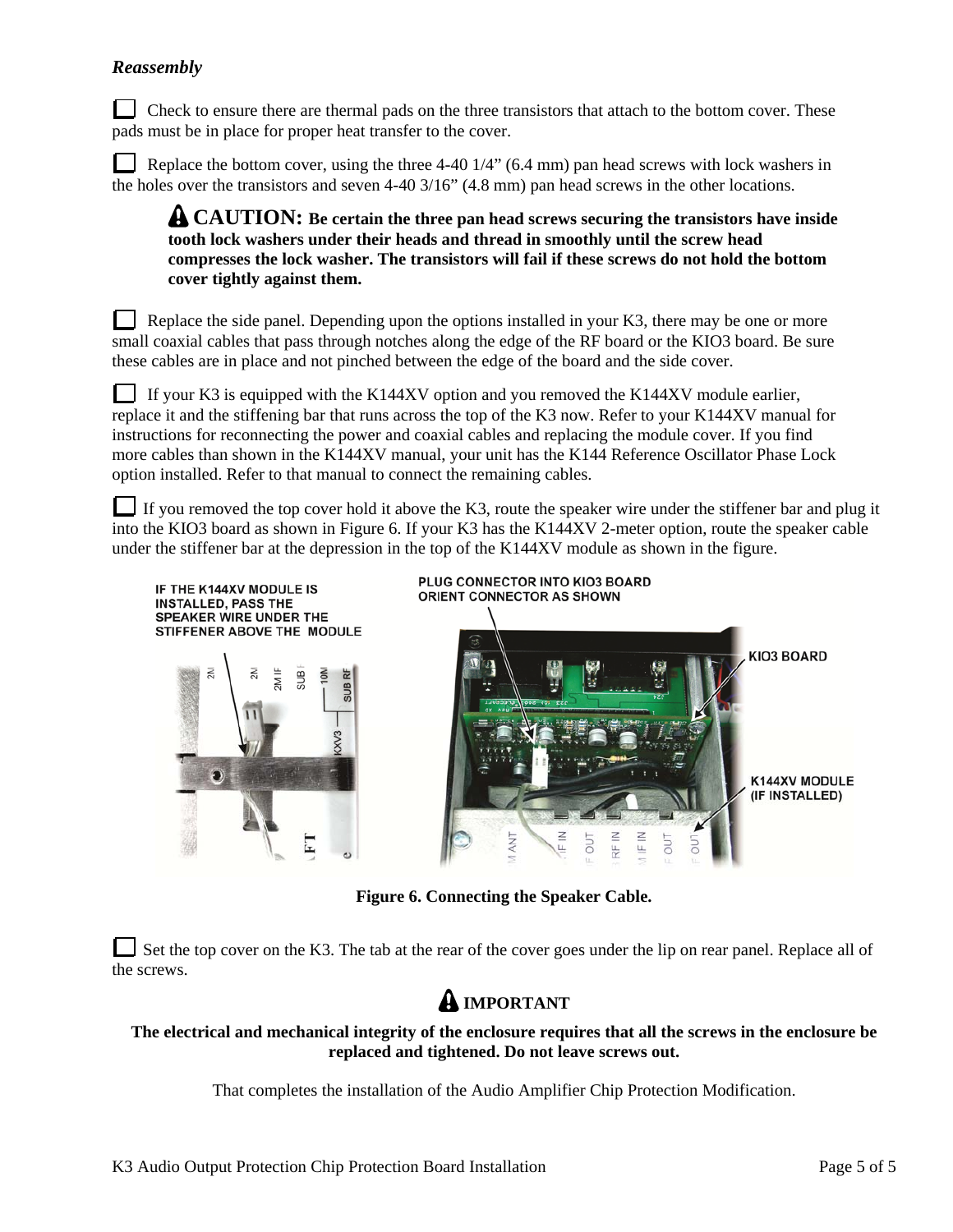***Reassembly***

☐ Check to ensure there are thermal pads on the three transistors that attach to the bottom cover. These pads must be in place for proper heat transfer to the cover.

☐ Replace the bottom cover, using the three 4-40 1/4" (6.4 mm) pan head screws with lock washers in the holes over the transistors and seven 4-40 3/16" (4.8 mm) pan head screws in the other locations.

> **CAUTION: Be certain the three pan head screws securing the transistors have inside tooth lock washers under their heads and thread in smoothly until the screw head compresses the lock washer. The transistors will fail if these screws do not hold the bottom cover tightly against them.**

☐ Replace the side panel. Depending upon the options installed in your K3, there may be one or more small coaxial cables that pass through notches along the edge of the RF board or the KIO3 board. Be sure these cables are in place and not pinched between the edge of the board and the side cover.

☐ If your K3 is equipped with the K144XV option and you removed the K144XV module earlier, replace it and the stiffening bar that runs across the top of the K3 now. Refer to your K144XV manual for instructions for reconnecting the power and coaxial cables and replacing the module cover. If you find more cables than shown in the K144XV manual, your unit has the K144 Reference Oscillator Phase Lock option installed. Refer to that manual to connect the remaining cables.

☐ If you removed the top cover hold it above the K3, route the speaker wire under the stiffener bar and plug it into the KIO3 board as shown in Figure 6. If your K3 has the K144XV 2-meter option, route the speaker cable under the stiffener bar at the depression in the top of the K144XV module as shown in the figure.

IF THE K144XV MODULE IS INSTALLED, PASS THE SPEAKER WIRE UNDER THE STIFFENER ABOVE THE MODULE

PLUG CONNECTOR INTO KIO3 BOARD ORIENT CONNECTOR AS SHOWN

KIO3 BOARD

K144XV MODULE (IF INSTALLED)

**Figure 6. Connecting the Speaker Cable.**

☐ Set the top cover on the K3. The tab at the rear of the cover goes under the lip on rear panel. Replace all of the screws.

**IMPORTANT**

**The electrical and mechanical integrity of the enclosure requires that all the screws in the enclosure be replaced and tightened. Do not leave screws out.**

That completes the installation of the Audio Amplifier Chip Protection Modification.